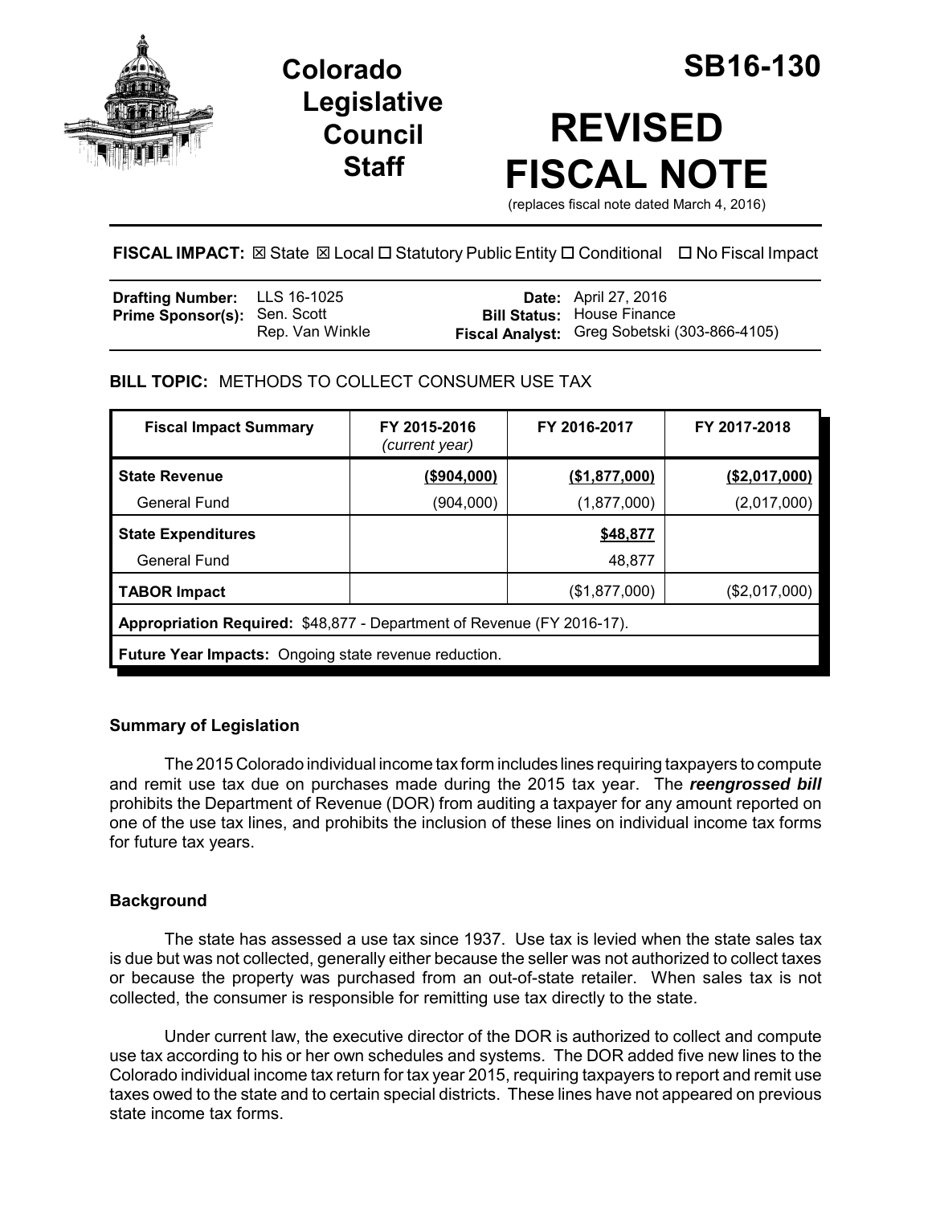# Colorado Legislative Council Staff

# SB16-130

# REVISED FISCAL NOTE

(replaces fiscal note dated March 4, 2016)

**FISCAL IMPACT:** ☒ State ☒ Local ☐ Statutory Public Entity ☐ Conditional ☐ No Fiscal Impact

| | | | |
|---|---|---|---|
| **Drafting Number:** | LLS 16-1025 | **Date:** | April 27, 2016 |
| **Prime Sponsor(s):** | Sen. Scott<br>Rep. Van Winkle | **Bill Status:** | House Finance |
| | | **Fiscal Analyst:** | Greg Sobetski (303-866-4105) |

**BILL TOPIC:** METHODS TO COLLECT CONSUMER USE TAX

| Fiscal Impact Summary | FY 2015-2016 *(current year)* | FY 2016-2017 | FY 2017-2018 |
|---|---|---|---|
| **State Revenue** | **($904,000)** | **($1,877,000)** | **($2,017,000)** |
| General Fund | (904,000) | (1,877,000) | (2,017,000) |
| **State Expenditures** | | **$48,877** | |
| General Fund | | 48,877 | |
| **TABOR Impact** | | ($1,877,000) | ($2,017,000) |
| **Appropriation Required:** $48,877 - Department of Revenue (FY 2016-17). | | | |
| **Future Year Impacts:** Ongoing state revenue reduction. | | | |

### Summary of Legislation

The 2015 Colorado individual income tax form includes lines requiring taxpayers to compute and remit use tax due on purchases made during the 2015 tax year. The ***reengrossed bill*** prohibits the Department of Revenue (DOR) from auditing a taxpayer for any amount reported on one of the use tax lines, and prohibits the inclusion of these lines on individual income tax forms for future tax years.

### Background

The state has assessed a use tax since 1937. Use tax is levied when the state sales tax is due but was not collected, generally either because the seller was not authorized to collect taxes or because the property was purchased from an out-of-state retailer. When sales tax is not collected, the consumer is responsible for remitting use tax directly to the state.

Under current law, the executive director of the DOR is authorized to collect and compute use tax according to his or her own schedules and systems. The DOR added five new lines to the Colorado individual income tax return for tax year 2015, requiring taxpayers to report and remit use taxes owed to the state and to certain special districts. These lines have not appeared on previous state income tax forms.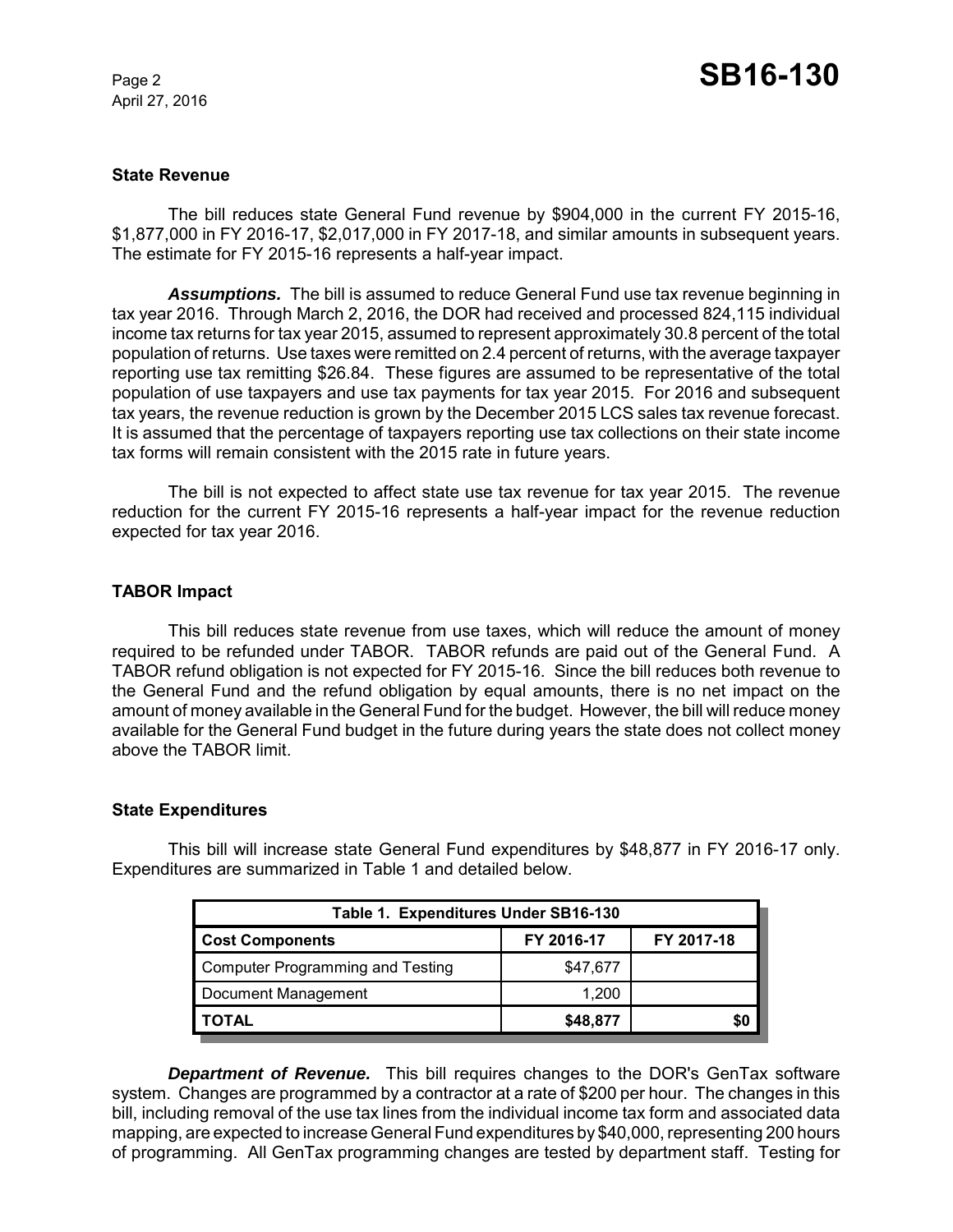### State Revenue

The bill reduces state General Fund revenue by $904,000 in the current FY 2015-16, $1,877,000 in FY 2016-17, $2,017,000 in FY 2017-18, and similar amounts in subsequent years. The estimate for FY 2015-16 represents a half-year impact.

***Assumptions.*** The bill is assumed to reduce General Fund use tax revenue beginning in tax year 2016. Through March 2, 2016, the DOR had received and processed 824,115 individual income tax returns for tax year 2015, assumed to represent approximately 30.8 percent of the total population of returns. Use taxes were remitted on 2.4 percent of returns, with the average taxpayer reporting use tax remitting $26.84. These figures are assumed to be representative of the total population of use taxpayers and use tax payments for tax year 2015. For 2016 and subsequent tax years, the revenue reduction is grown by the December 2015 LCS sales tax revenue forecast. It is assumed that the percentage of taxpayers reporting use tax collections on their state income tax forms will remain consistent with the 2015 rate in future years.

The bill is not expected to affect state use tax revenue for tax year 2015. The revenue reduction for the current FY 2015-16 represents a half-year impact for the revenue reduction expected for tax year 2016.

### TABOR Impact

This bill reduces state revenue from use taxes, which will reduce the amount of money required to be refunded under TABOR. TABOR refunds are paid out of the General Fund. A TABOR refund obligation is not expected for FY 2015-16. Since the bill reduces both revenue to the General Fund and the refund obligation by equal amounts, there is no net impact on the amount of money available in the General Fund for the budget. However, the bill will reduce money available for the General Fund budget in the future during years the state does not collect money above the TABOR limit.

### State Expenditures

This bill will increase state General Fund expenditures by $48,877 in FY 2016-17 only. Expenditures are summarized in Table 1 and detailed below.

| Table 1. Expenditures Under SB16-130 | | |
|---|---|---|
| **Cost Components** | **FY 2016-17** | **FY 2017-18** |
| Computer Programming and Testing | $47,677 | |
| Document Management | 1,200 | |
| **TOTAL** | **$48,877** | **$0** |

***Department of Revenue.*** This bill requires changes to the DOR's GenTax software system. Changes are programmed by a contractor at a rate of $200 per hour. The changes in this bill, including removal of the use tax lines from the individual income tax form and associated data mapping, are expected to increase General Fund expenditures by $40,000, representing 200 hours of programming. All GenTax programming changes are tested by department staff. Testing for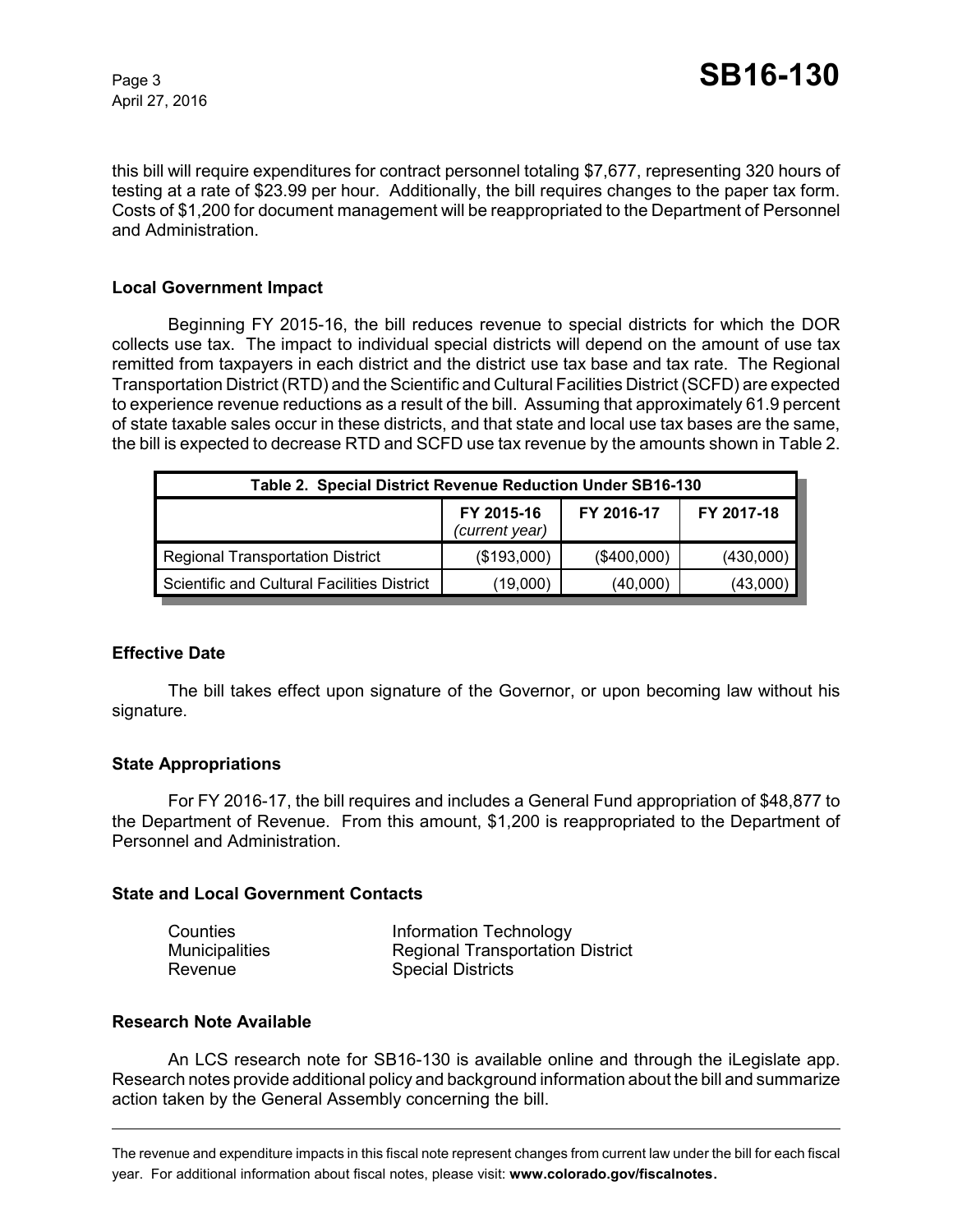this bill will require expenditures for contract personnel totaling $7,677, representing 320 hours of testing at a rate of $23.99 per hour. Additionally, the bill requires changes to the paper tax form. Costs of $1,200 for document management will be reappropriated to the Department of Personnel and Administration.

**Local Government Impact**

Beginning FY 2015-16, the bill reduces revenue to special districts for which the DOR collects use tax. The impact to individual special districts will depend on the amount of use tax remitted from taxpayers in each district and the district use tax base and tax rate. The Regional Transportation District (RTD) and the Scientific and Cultural Facilities District (SCFD) are expected to experience revenue reductions as a result of the bill. Assuming that approximately 61.9 percent of state taxable sales occur in these districts, and that state and local use tax bases are the same, the bill is expected to decrease RTD and SCFD use tax revenue by the amounts shown in Table 2.

| Table 2. Special District Revenue Reduction Under SB16-130 | | | |
|---|---|---|---|
| | FY 2015-16 *(current year)* | FY 2016-17 | FY 2017-18 |
| Regional Transportation District | ($193,000) | ($400,000) | (430,000) |
| Scientific and Cultural Facilities District | (19,000) | (40,000) | (43,000) |

**Effective Date**

The bill takes effect upon signature of the Governor, or upon becoming law without his signature.

**State Appropriations**

For FY 2016-17, the bill requires and includes a General Fund appropriation of $48,877 to the Department of Revenue. From this amount, $1,200 is reappropriated to the Department of Personnel and Administration.

**State and Local Government Contacts**

| | |
|---|---|
| Counties | Information Technology |
| Municipalities | Regional Transportation District |
| Revenue | Special Districts |

**Research Note Available**

An LCS research note for SB16-130 is available online and through the iLegislate app. Research notes provide additional policy and background information about the bill and summarize action taken by the General Assembly concerning the bill.

The revenue and expenditure impacts in this fiscal note represent changes from current law under the bill for each fiscal year. For additional information about fiscal notes, please visit: **www.colorado.gov/fiscalnotes.**